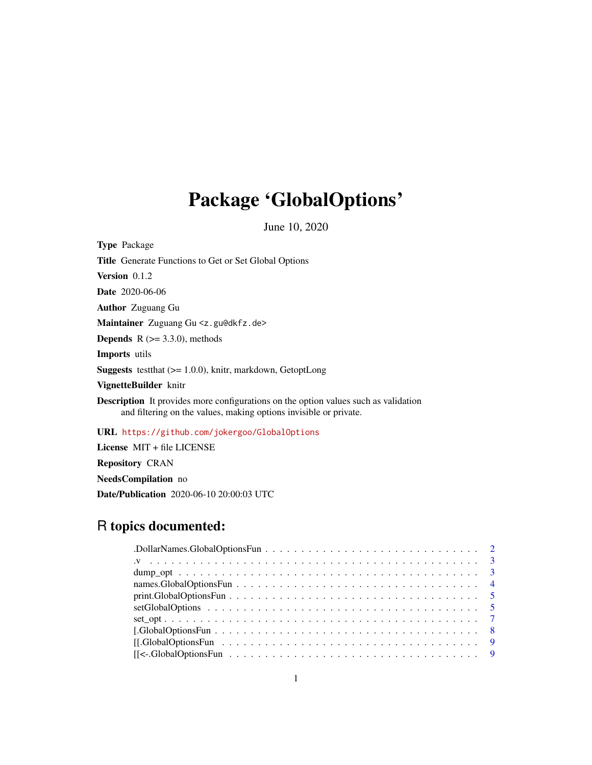# Package 'GlobalOptions'

June 10, 2020

**Type** Package

**Title** Generate Functions to Get or Set Global Options

**Version** 0.1.2

**Date** 2020-06-06

**Author** Zuguang Gu

**Maintainer** Zuguang Gu <z.gu@dkfz.de>

**Depends** R (>= 3.3.0), methods

**Imports** utils

**Suggests** testthat (>= 1.0.0), knitr, markdown, GetoptLong

**VignetteBuilder** knitr

**Description** It provides more configurations on the option values such as validation and filtering on the values, making options invisible or private.

**URL** https://github.com/jokergoo/GlobalOptions

**License** MIT + file LICENSE

**Repository** CRAN

**NeedsCompilation** no

**Date/Publication** 2020-06-10 20:00:03 UTC

## R topics documented:

.DollarNames.GlobalOptionsFun . . . . . . . . . . . . . . . . . . . . . . . . . . . . . 2
.v . . . . . . . . . . . . . . . . . . . . . . . . . . . . . . . . . . . . . . . . . . . . 3
dump_opt . . . . . . . . . . . . . . . . . . . . . . . . . . . . . . . . . . . . . . . . . 3
names.GlobalOptionsFun . . . . . . . . . . . . . . . . . . . . . . . . . . . . . . . . . 4
print.GlobalOptionsFun . . . . . . . . . . . . . . . . . . . . . . . . . . . . . . . . . 5
setGlobalOptions . . . . . . . . . . . . . . . . . . . . . . . . . . . . . . . . . . . . 5
set_opt . . . . . . . . . . . . . . . . . . . . . . . . . . . . . . . . . . . . . . . . . 7
[.GlobalOptionsFun . . . . . . . . . . . . . . . . . . . . . . . . . . . . . . . . . . . 8
[[.GlobalOptionsFun . . . . . . . . . . . . . . . . . . . . . . . . . . . . . . . . . . 9
[[<-.GlobalOptionsFun . . . . . . . . . . . . . . . . . . . . . . . . . . . . . . . . . 9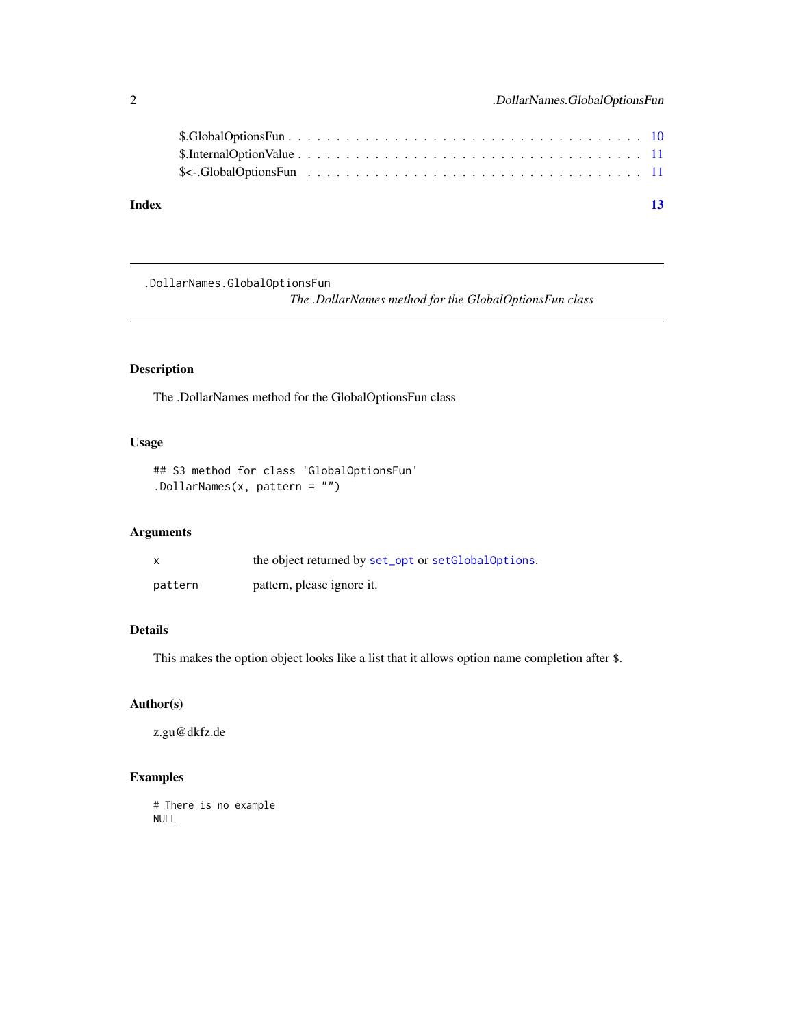$.GlobalOptionsFun . . . . . . . . . . . . . . . . . . . . . . . . . . . . . . . . . 10
$.InternalOptionValue . . . . . . . . . . . . . . . . . . . . . . . . . . . . . . . . 11
$<-.GlobalOptionsFun . . . . . . . . . . . . . . . . . . . . . . . . . . . . . . . . 11

**Index** **13**

---

`.DollarNames.GlobalOptionsFun`

*The .DollarNames method for the GlobalOptionsFun class*

---

## Description

The .DollarNames method for the GlobalOptionsFun class

## Usage

```
## S3 method for class 'GlobalOptionsFun'
.DollarNames(x, pattern = "")
```

## Arguments

| | |
|---|---|
| `x` | the object returned by `set_opt` or `setGlobalOptions`. |
| `pattern` | pattern, please ignore it. |

## Details

This makes the option object looks like a list that it allows option name completion after `$`.

## Author(s)

z.gu@dkfz.de

## Examples

```
# There is no example
NULL
```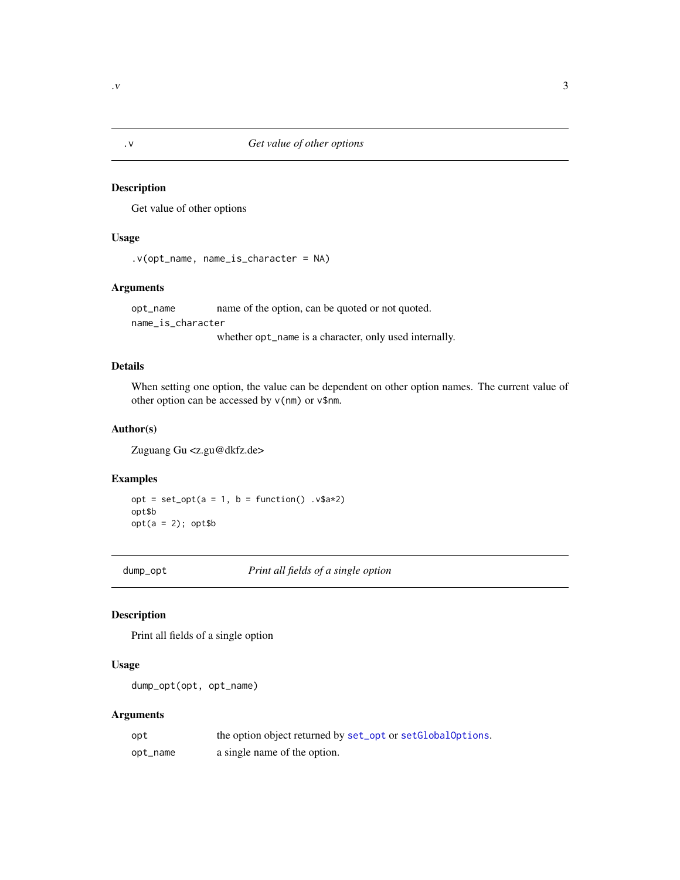## .v    *Get value of other options*

### Description

Get value of other options

### Usage

```
.v(opt_name, name_is_character = NA)
```

### Arguments

| | |
|---|---|
| `opt_name` | name of the option, can be quoted or not quoted. |
| `name_is_character` | whether `opt_name` is a character, only used internally. |

### Details

When setting one option, the value can be dependent on other option names. The current value of other option can be accessed by `v(nm)` or `v$nm`.

### Author(s)

Zuguang Gu <z.gu@dkfz.de>

### Examples

```
opt = set_opt(a = 1, b = function() .v$a*2)
opt$b
opt(a = 2); opt$b
```

## dump_opt    *Print all fields of a single option*

### Description

Print all fields of a single option

### Usage

```
dump_opt(opt, opt_name)
```

### Arguments

| | |
|---|---|
| `opt` | the option object returned by `set_opt` or `setGlobalOptions`. |
| `opt_name` | a single name of the option. |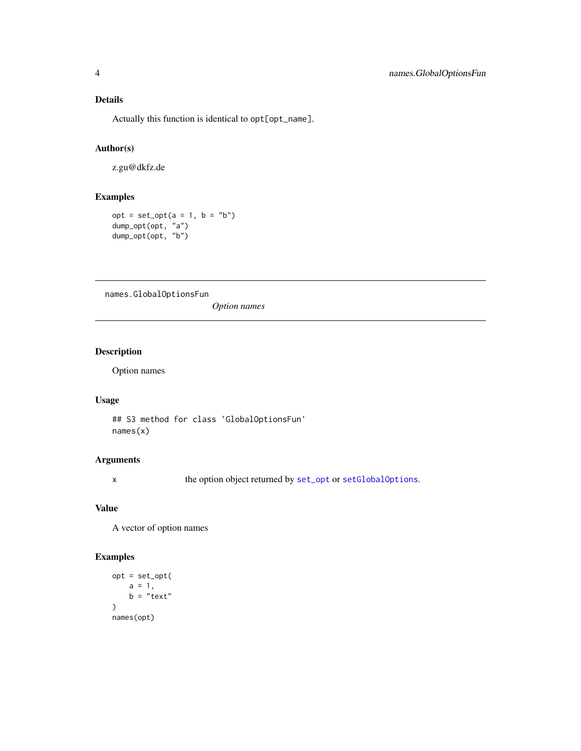## Details

Actually this function is identical to `opt[opt_name]`.

## Author(s)

z.gu@dkfz.de

## Examples

```
opt = set_opt(a = 1, b = "b")
dump_opt(opt, "a")
dump_opt(opt, "b")
```

---

# names.GlobalOptionsFun

*Option names*

---

## Description

Option names

## Usage

```
## S3 method for class 'GlobalOptionsFun'
names(x)
```

## Arguments

| | |
|---|---|
| x | the option object returned by `set_opt` or `setGlobalOptions`. |

## Value

A vector of option names

## Examples

```
opt = set_opt(
    a = 1,
    b = "text"
)
names(opt)
```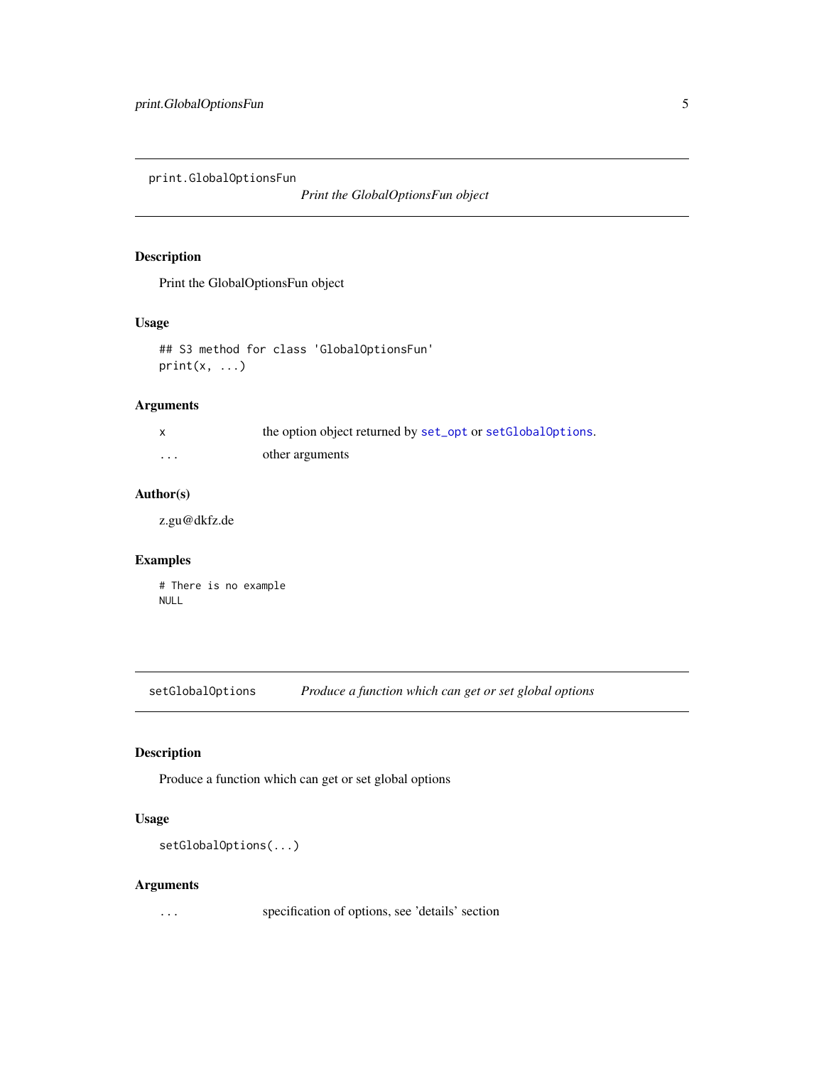## print.GlobalOptionsFun

*Print the GlobalOptionsFun object*

### Description

Print the GlobalOptionsFun object

### Usage

```
## S3 method for class 'GlobalOptionsFun'
print(x, ...)
```

### Arguments

| | |
|---|---|
| `x` | the option object returned by `set_opt` or `setGlobalOptions`. |
| `...` | other arguments |

### Author(s)

z.gu@dkfz.de

### Examples

```
# There is no example
NULL
```

## setGlobalOptions

*Produce a function which can get or set global options*

### Description

Produce a function which can get or set global options

### Usage

```
setGlobalOptions(...)
```

### Arguments

| | |
|---|---|
| `...` | specification of options, see 'details' section |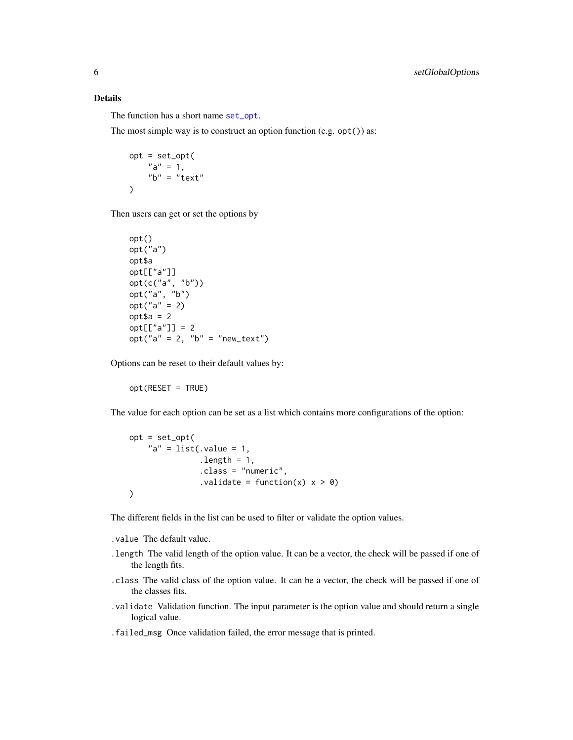## Details

The function has a short name `set_opt`.

The most simple way is to construct an option function (e.g. `opt()`) as:

```
opt = set_opt(
    "a" = 1,
    "b" = "text"
)
```

Then users can get or set the options by

```
opt()
opt("a")
opt$a
opt[["a"]]
opt(c("a", "b"))
opt("a", "b")
opt("a" = 2)
opt$a = 2
opt[["a"]] = 2
opt("a" = 2, "b" = "new_text")
```

Options can be reset to their default values by:

```
opt(RESET = TRUE)
```

The value for each option can be set as a list which contains more configurations of the option:

```
opt = set_opt(
    "a" = list(.value = 1,
               .length = 1,
               .class = "numeric",
               .validate = function(x) x > 0)
)
```

The different fields in the list can be used to filter or validate the option values.

- `.value` The default value.
- `.length` The valid length of the option value. It can be a vector, the check will be passed if one of the length fits.
- `.class` The valid class of the option value. It can be a vector, the check will be passed if one of the classes fits.
- `.validate` Validation function. The input parameter is the option value and should return a single logical value.
- `.failed_msg` Once validation failed, the error message that is printed.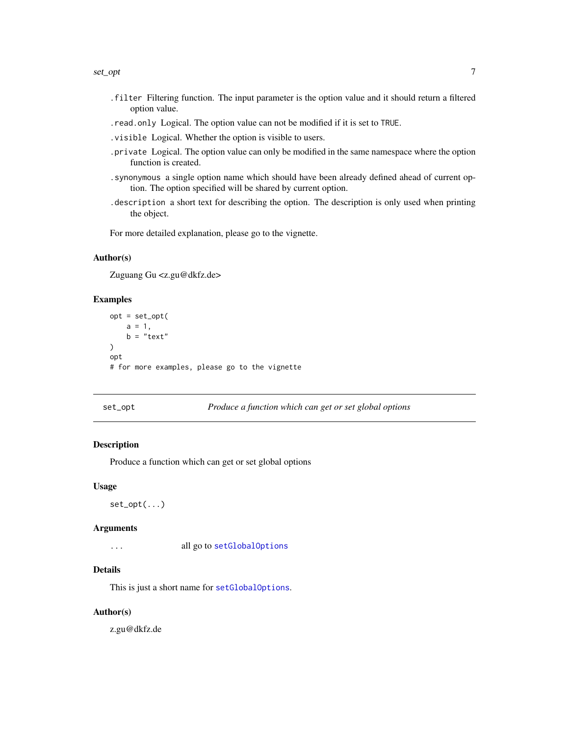- `.filter` Filtering function. The input parameter is the option value and it should return a filtered option value.
- `.read.only` Logical. The option value can not be modified if it is set to `TRUE`.
- `.visible` Logical. Whether the option is visible to users.
- `.private` Logical. The option value can only be modified in the same namespace where the option function is created.
- `.synonymous` a single option name which should have been already defined ahead of current option. The option specified will be shared by current option.
- `.description` a short text for describing the option. The description is only used when printing the object.

For more detailed explanation, please go to the vignette.

### Author(s)

Zuguang Gu <z.gu@dkfz.de>

### Examples

```
opt = set_opt(
    a = 1,
    b = "text"
)
opt
# for more examples, please go to the vignette
```

---

## set_opt — *Produce a function which can get or set global options*

### Description

Produce a function which can get or set global options

### Usage

```
set_opt(...)
```

### Arguments

| | |
|---|---|
| `...` | all go to `setGlobalOptions` |

### Details

This is just a short name for `setGlobalOptions`.

### Author(s)

z.gu@dkfz.de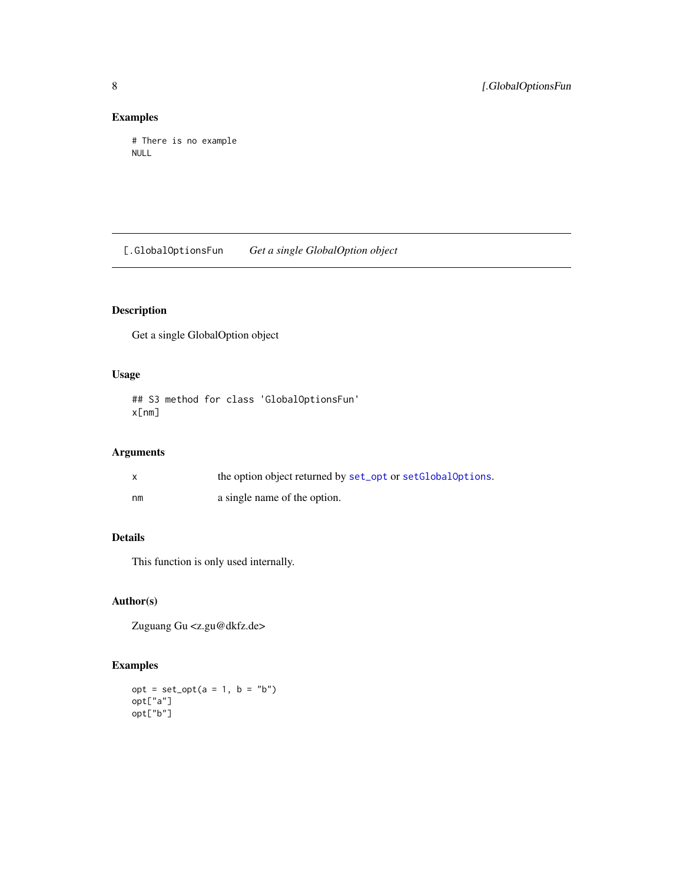## Examples

```
# There is no example
NULL
```

---

# [.GlobalOptionsFun *Get a single GlobalOption object*

## Description

Get a single GlobalOption object

## Usage

```
## S3 method for class 'GlobalOptionsFun'
x[nm]
```

## Arguments

| | |
|---|---|
| x | the option object returned by set_opt or setGlobalOptions. |
| nm | a single name of the option. |

## Details

This function is only used internally.

## Author(s)

Zuguang Gu <z.gu@dkfz.de>

## Examples

```
opt = set_opt(a = 1, b = "b")
opt["a"]
opt["b"]
```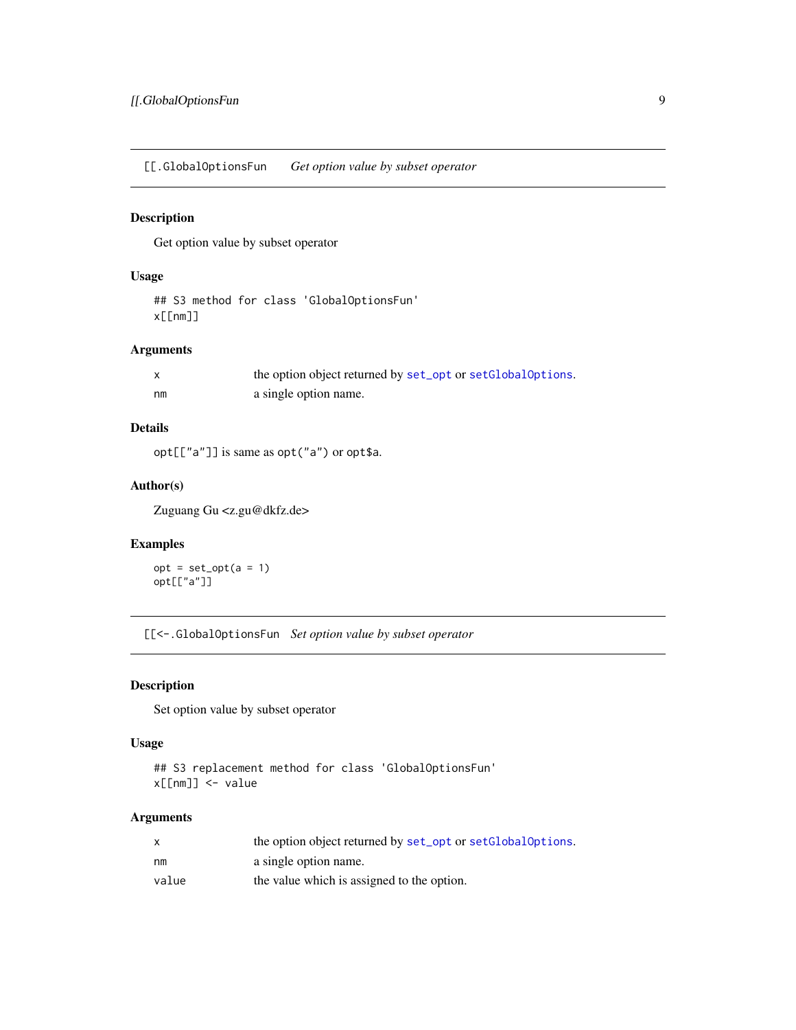## `[[.GlobalOptionsFun` *Get option value by subset operator*

### Description

Get option value by subset operator

### Usage

```
## S3 method for class 'GlobalOptionsFun'
x[[nm]]
```

### Arguments

| | |
|---|---|
| `x` | the option object returned by `set_opt` or `setGlobalOptions`. |
| `nm` | a single option name. |

### Details

`opt[["a"]]` is same as `opt("a")` or `opt$a`.

### Author(s)

Zuguang Gu <z.gu@dkfz.de>

### Examples

```
opt = set_opt(a = 1)
opt[["a"]]
```

## `[[<-.GlobalOptionsFun` *Set option value by subset operator*

### Description

Set option value by subset operator

### Usage

```
## S3 replacement method for class 'GlobalOptionsFun'
x[[nm]] <- value
```

### Arguments

| | |
|---|---|
| `x` | the option object returned by `set_opt` or `setGlobalOptions`. |
| `nm` | a single option name. |
| `value` | the value which is assigned to the option. |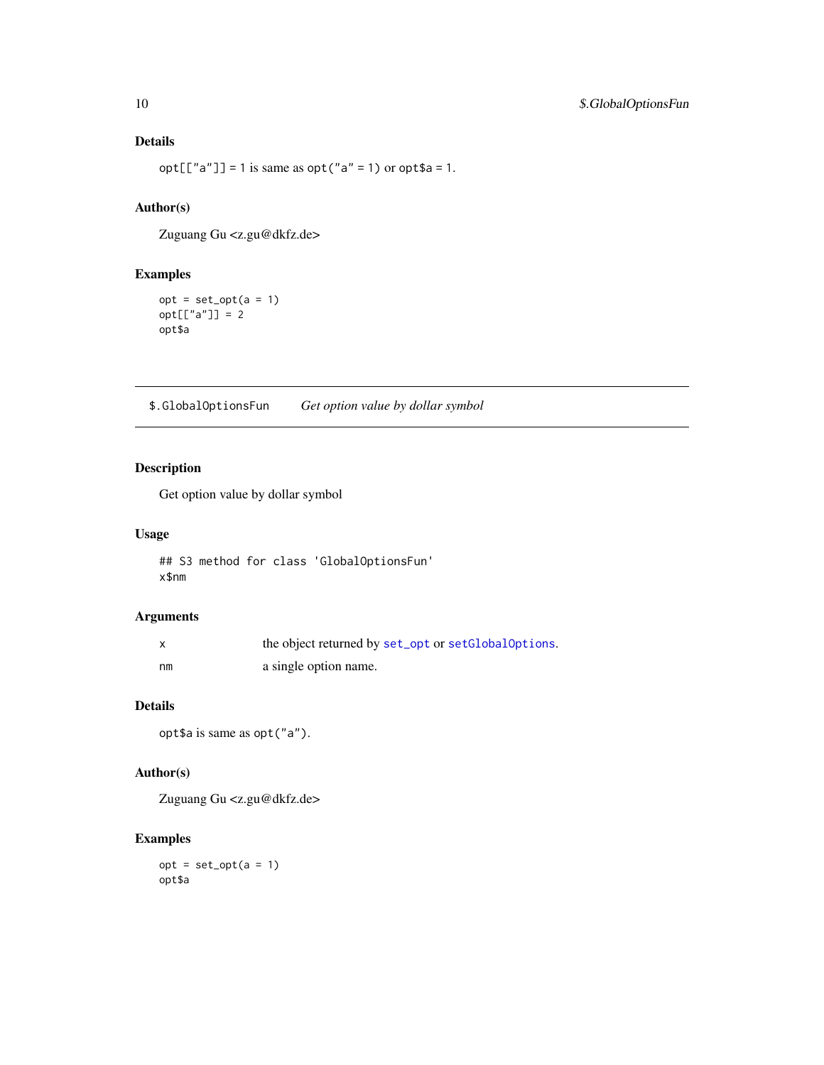### Details

`opt[["a"]] = 1` is same as `opt("a" = 1)` or `opt$a = 1`.

### Author(s)

Zuguang Gu <z.gu@dkfz.de>

### Examples

```
opt = set_opt(a = 1)
opt[["a"]] = 2
opt$a
```

---

## `$.GlobalOptionsFun` *Get option value by dollar symbol*

---

### Description

Get option value by dollar symbol

### Usage

```
## S3 method for class 'GlobalOptionsFun'
x$nm
```

### Arguments

| | |
|---|---|
| x | the object returned by `set_opt` or `setGlobalOptions`. |
| nm | a single option name. |

### Details

`opt$a` is same as `opt("a")`.

### Author(s)

Zuguang Gu <z.gu@dkfz.de>

### Examples

```
opt = set_opt(a = 1)
opt$a
```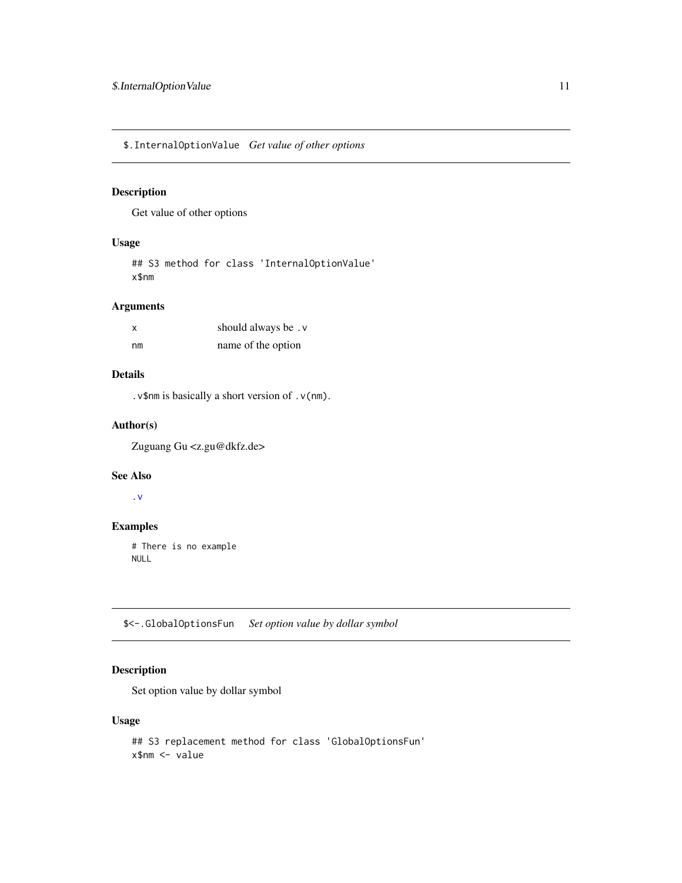## `$.InternalOptionValue` *Get value of other options*

### Description

Get value of other options

### Usage

```
## S3 method for class 'InternalOptionValue'
x$nm
```

### Arguments

| | |
|---|---|
| `x` | should always be `.v` |
| `nm` | name of the option |

### Details

`.v$nm` is basically a short version of `.v(nm)`.

### Author(s)

Zuguang Gu <z.gu@dkfz.de>

### See Also

`.v`

### Examples

```
# There is no example
NULL
```

## `$<-.GlobalOptionsFun` *Set option value by dollar symbol*

### Description

Set option value by dollar symbol

### Usage

```
## S3 replacement method for class 'GlobalOptionsFun'
x$nm <- value
```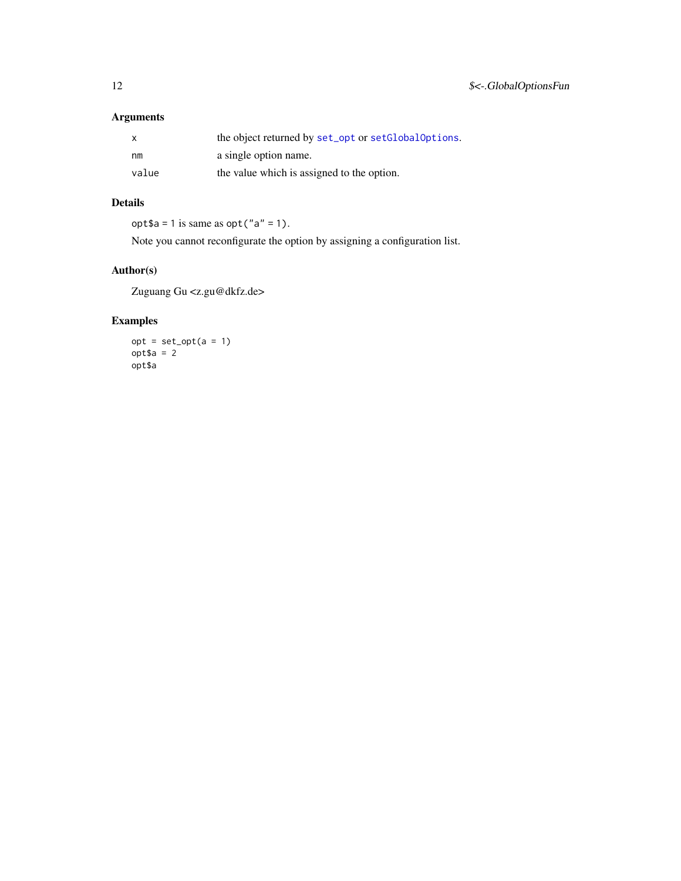## Arguments

| | |
|---|---|
| `x` | the object returned by `set_opt` or `setGlobalOptions`. |
| `nm` | a single option name. |
| `value` | the value which is assigned to the option. |

## Details

`opt$a = 1` is same as `opt("a" = 1)`.

Note you cannot reconfigurate the option by assigning a configuration list.

## Author(s)

Zuguang Gu <z.gu@dkfz.de>

## Examples

```
opt = set_opt(a = 1)
opt$a = 2
opt$a
```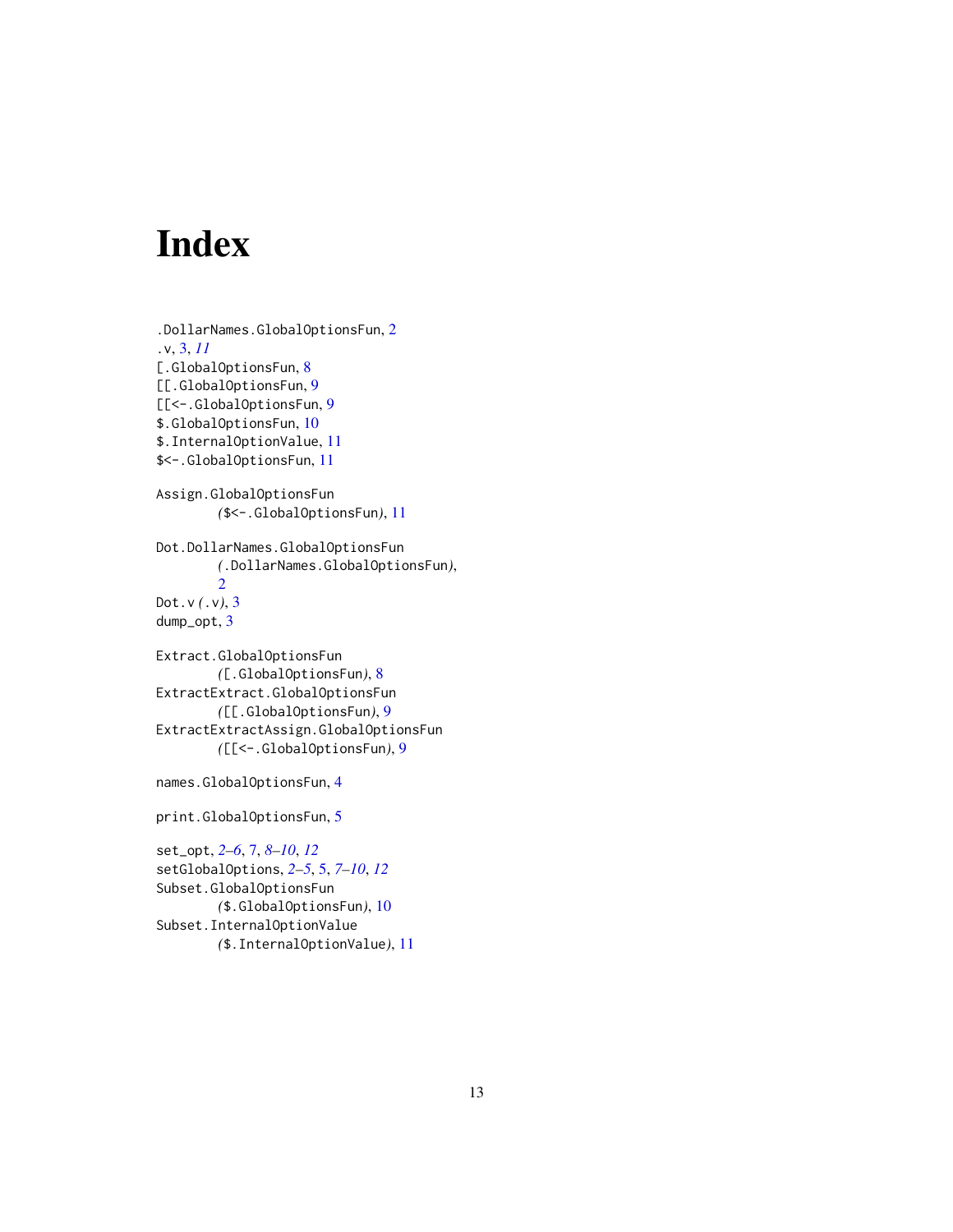# Index

.DollarNames.GlobalOptionsFun, 2
.v, 3, *11*
[.GlobalOptionsFun, 8
[[.GlobalOptionsFun, 9
[[<-.GlobalOptionsFun, 9
$.GlobalOptionsFun, 10
$.InternalOptionValue, 11
$<-.GlobalOptionsFun, 11

Assign.GlobalOptionsFun
    *(*$<-.GlobalOptionsFun*)*, 11

Dot.DollarNames.GlobalOptionsFun
    *(*.DollarNames.GlobalOptionsFun*)*,
    2
Dot.v *(*.v*)*, 3
dump_opt, 3

Extract.GlobalOptionsFun
    *(*[.GlobalOptionsFun*)*, 8
ExtractExtract.GlobalOptionsFun
    *(*[[.GlobalOptionsFun*)*, 9
ExtractExtractAssign.GlobalOptionsFun
    *(*[[<-.GlobalOptionsFun*)*, 9

names.GlobalOptionsFun, 4

print.GlobalOptionsFun, 5

set_opt, *2–6*, 7, *8–10*, *12*
setGlobalOptions, *2–5*, 5, *7–10*, *12*
Subset.GlobalOptionsFun
    *(*$.GlobalOptionsFun*)*, 10
Subset.InternalOptionValue
    *(*$.InternalOptionValue*)*, 11